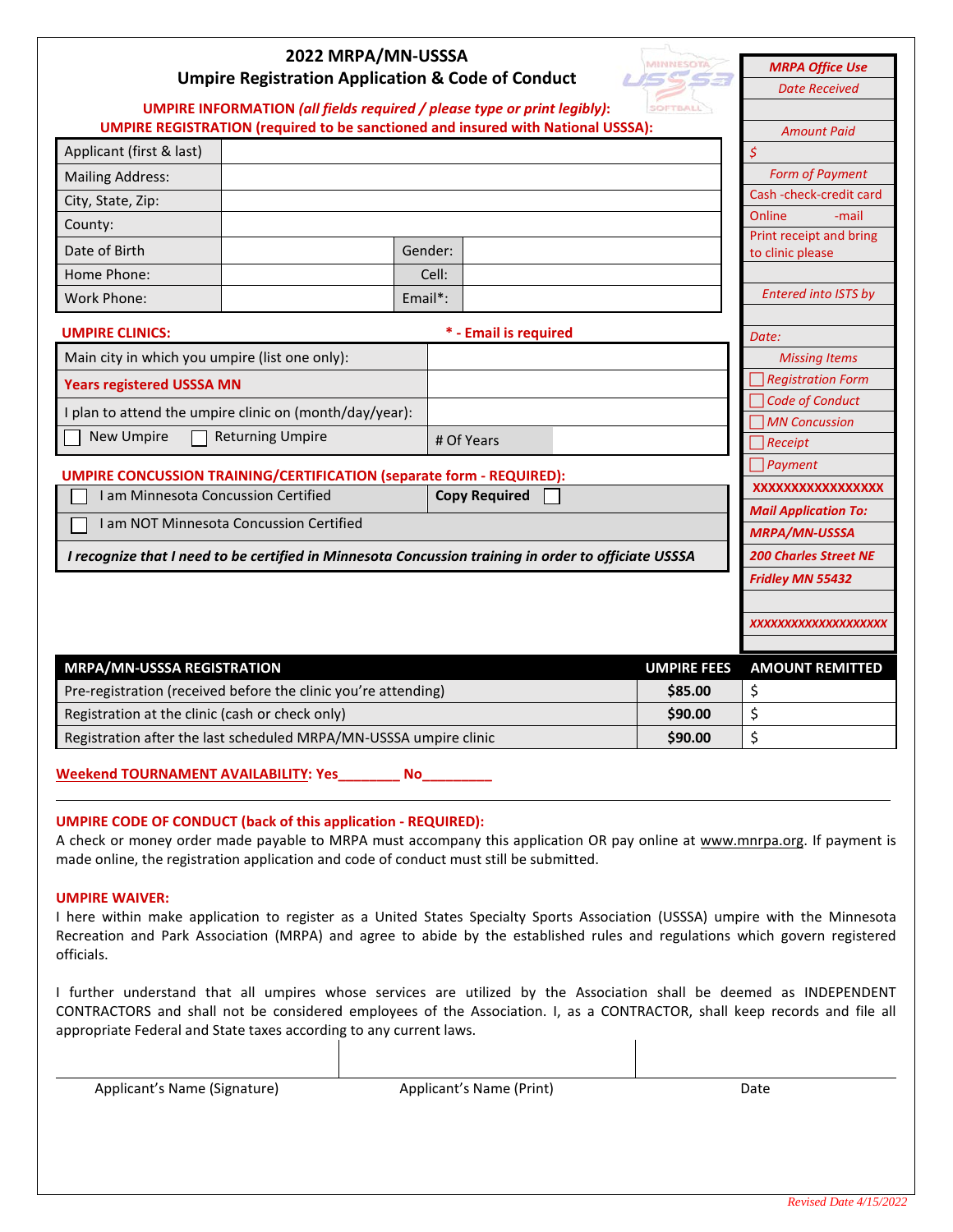# 2022 MRPA/MN-USSSA
## Umpire Registration Application & Code of Conduct

**UMPIRE INFORMATION *(all fields required / please type or print legibly)*:**
**UMPIRE REGISTRATION (required to be sanctioned and insured with National USSSA):**

| | | | |
|---|---|---|---|
| Applicant (first & last) | | | |
| Mailing Address: | | | |
| City, State, Zip: | | | |
| County: | | | |
| Date of Birth | | Gender: | |
| Home Phone: | | Cell: | |
| Work Phone: | | Email*: | |

**UMPIRE CLINICS:** **\* - Email is required**

| | |
|---|---|
| Main city in which you umpire (list one only): | |
| **Years registered USSSA MN** | |
| I plan to attend the umpire clinic on (month/day/year): | |
| ☐ New Umpire ☐ Returning Umpire | # Of Years |

**UMPIRE CONCUSSION TRAINING/CERTIFICATION (separate form - REQUIRED):**

| | |
|---|---|
| ☐ I am Minnesota Concussion Certified | **Copy Required** ☐ |
| ☐ I am NOT Minnesota Concussion Certified | |
| ***I recognize that I need to be certified in Minnesota Concussion training in order to officiate USSSA*** | |

***MRPA Office Use***
*Date Received*

*Amount Paid*
*$*

*Form of Payment*
Cash -check-credit card
Online -mail
Print receipt and bring to clinic please

*Entered into ISTS by*

*Date:*

*Missing Items*
☐ *Registration Form*
☐ *Code of Conduct*
☐ *MN Concussion*
☐ *Receipt*
☐ *Payment*

**XXXXXXXXXXXXXXXXX**

***Mail Application To:***
***MRPA/MN-USSSA***
***200 Charles Street NE***
***Fridley MN 55432***

***XXXXXXXXXXXXXXXXXXXX***

| MRPA/MN-USSSA REGISTRATION | UMPIRE FEES | AMOUNT REMITTED |
|---|---|---|
| Pre-registration (received before the clinic you're attending) | **$85.00** | $ |
| Registration at the clinic (cash or check only) | **$90.00** | $ |
| Registration after the last scheduled MRPA/MN-USSSA umpire clinic | **$90.00** | $ |

**Weekend TOURNAMENT AVAILABILITY: Yes________ No_________**

**UMPIRE CODE OF CONDUCT (back of this application - REQUIRED):**
A check or money order made payable to MRPA must accompany this application OR pay online at www.mnrpa.org. If payment is made online, the registration application and code of conduct must still be submitted.

**UMPIRE WAIVER:**
I here within make application to register as a United States Specialty Sports Association (USSSA) umpire with the Minnesota Recreation and Park Association (MRPA) and agree to abide by the established rules and regulations which govern registered officials.

I further understand that all umpires whose services are utilized by the Association shall be deemed as INDEPENDENT CONTRACTORS and shall not be considered employees of the Association. I, as a CONTRACTOR, shall keep records and file all appropriate Federal and State taxes according to any current laws.

| | | |
|---|---|---|
| Applicant's Name (Signature) | Applicant's Name (Print) | Date |

*Revised Date 4/15/2022*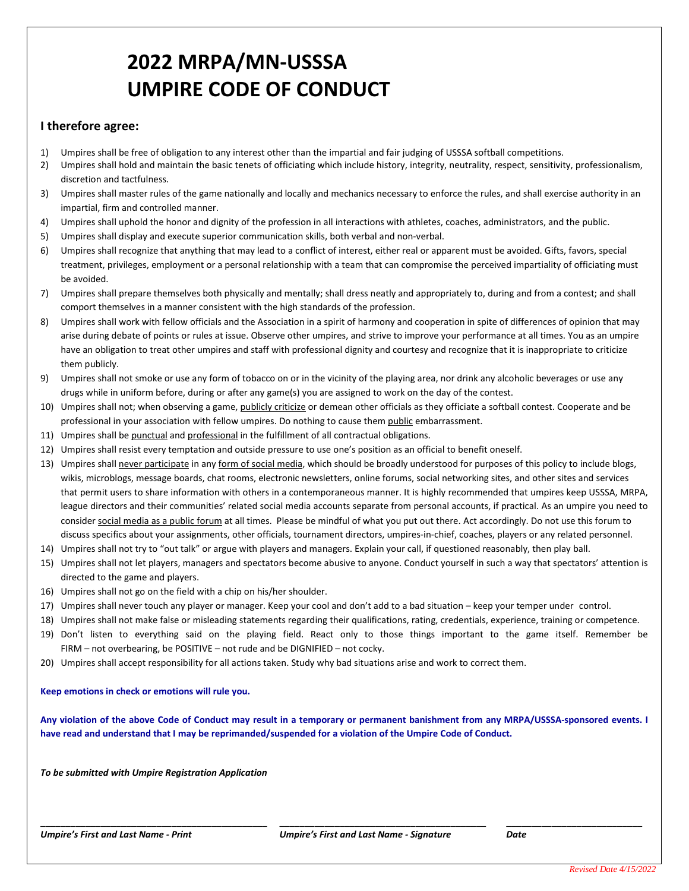# 2022 MRPA/MN-USSSA UMPIRE CODE OF CONDUCT

## I therefore agree:

1) Umpires shall be free of obligation to any interest other than the impartial and fair judging of USSSA softball competitions.
2) Umpires shall hold and maintain the basic tenets of officiating which include history, integrity, neutrality, respect, sensitivity, professionalism, discretion and tactfulness.
3) Umpires shall master rules of the game nationally and locally and mechanics necessary to enforce the rules, and shall exercise authority in an impartial, firm and controlled manner.
4) Umpires shall uphold the honor and dignity of the profession in all interactions with athletes, coaches, administrators, and the public.
5) Umpires shall display and execute superior communication skills, both verbal and non-verbal.
6) Umpires shall recognize that anything that may lead to a conflict of interest, either real or apparent must be avoided. Gifts, favors, special treatment, privileges, employment or a personal relationship with a team that can compromise the perceived impartiality of officiating must be avoided.
7) Umpires shall prepare themselves both physically and mentally; shall dress neatly and appropriately to, during and from a contest; and shall comport themselves in a manner consistent with the high standards of the profession.
8) Umpires shall work with fellow officials and the Association in a spirit of harmony and cooperation in spite of differences of opinion that may arise during debate of points or rules at issue. Observe other umpires, and strive to improve your performance at all times. You as an umpire have an obligation to treat other umpires and staff with professional dignity and courtesy and recognize that it is inappropriate to criticize them publicly.
9) Umpires shall not smoke or use any form of tobacco on or in the vicinity of the playing area, nor drink any alcoholic beverages or use any drugs while in uniform before, during or after any game(s) you are assigned to work on the day of the contest.
10) Umpires shall not; when observing a game, publicly criticize or demean other officials as they officiate a softball contest. Cooperate and be professional in your association with fellow umpires. Do nothing to cause them public embarrassment.
11) Umpires shall be punctual and professional in the fulfillment of all contractual obligations.
12) Umpires shall resist every temptation and outside pressure to use one's position as an official to benefit oneself.
13) Umpires shall never participate in any form of social media, which should be broadly understood for purposes of this policy to include blogs, wikis, microblogs, message boards, chat rooms, electronic newsletters, online forums, social networking sites, and other sites and services that permit users to share information with others in a contemporaneous manner. It is highly recommended that umpires keep USSSA, MRPA, league directors and their communities' related social media accounts separate from personal accounts, if practical. As an umpire you need to consider social media as a public forum at all times. Please be mindful of what you put out there. Act accordingly. Do not use this forum to discuss specifics about your assignments, other officials, tournament directors, umpires-in-chief, coaches, players or any related personnel.
14) Umpires shall not try to "out talk" or argue with players and managers. Explain your call, if questioned reasonably, then play ball.
15) Umpires shall not let players, managers and spectators become abusive to anyone. Conduct yourself in such a way that spectators' attention is directed to the game and players.
16) Umpires shall not go on the field with a chip on his/her shoulder.
17) Umpires shall never touch any player or manager. Keep your cool and don't add to a bad situation – keep your temper under control.
18) Umpires shall not make false or misleading statements regarding their qualifications, rating, credentials, experience, training or competence.
19) Don't listen to everything said on the playing field. React only to those things important to the game itself. Remember be FIRM – not overbearing, be POSITIVE – not rude and be DIGNIFIED – not cocky.
20) Umpires shall accept responsibility for all actions taken. Study why bad situations arise and work to correct them.

**Keep emotions in check or emotions will rule you.**

**Any violation of the above Code of Conduct may result in a temporary or permanent banishment from any MRPA/USSSA-sponsored events. I have read and understand that I may be reprimanded/suspended for a violation of the Umpire Code of Conduct.**

***To be submitted with Umpire Registration Application***

| | | |
|---|---|---|
| ______________________________ | ______________________________ | ____________________ |
| ***Umpire's First and Last Name - Print*** | ***Umpire's First and Last Name - Signature*** | ***Date*** |

*Revised Date 4/15/2022*